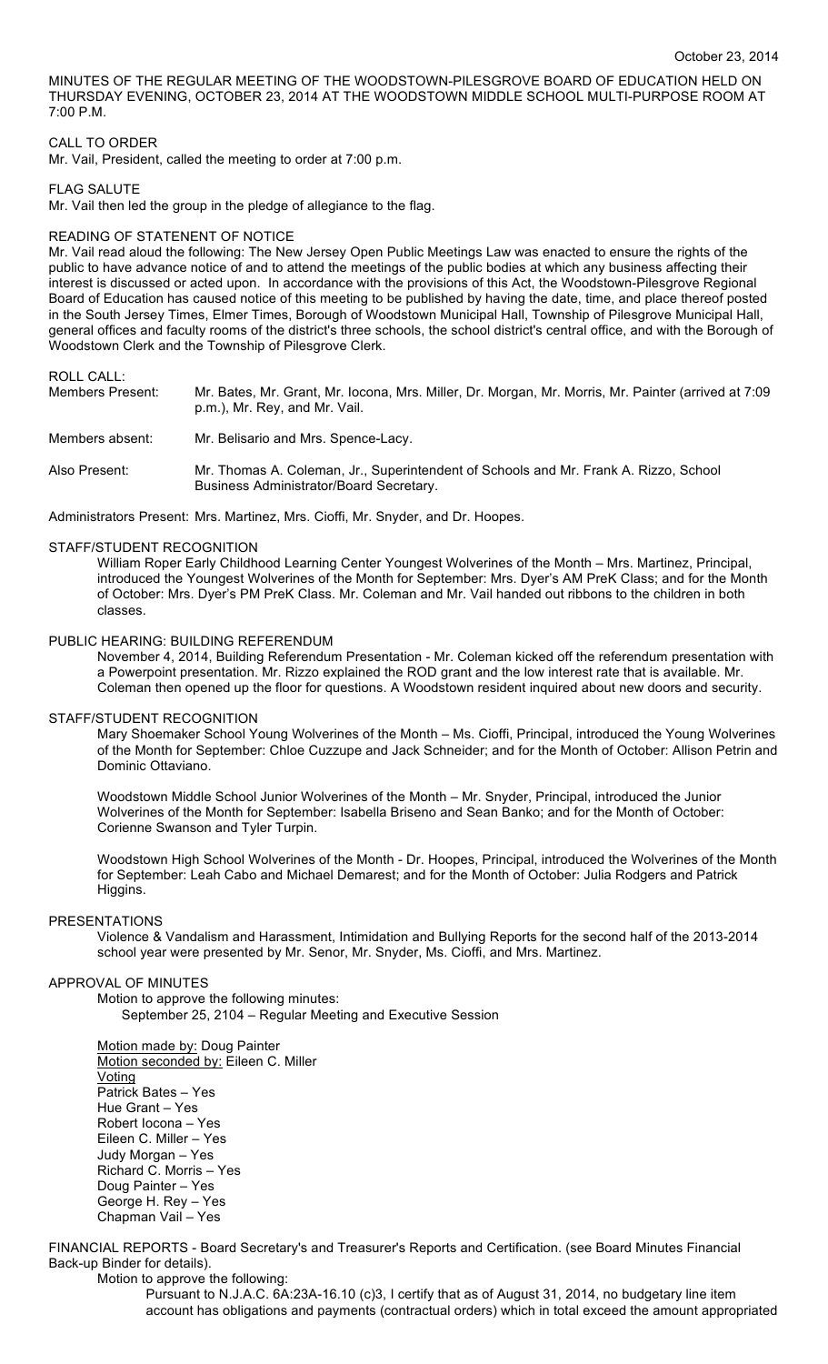October 23, 2014

MINUTES OF THE REGULAR MEETING OF THE WOODSTOWN-PILESGROVE BOARD OF EDUCATION HELD ON THURSDAY EVENING, OCTOBER 23, 2014 AT THE WOODSTOWN MIDDLE SCHOOL MULTI-PURPOSE ROOM AT 7:00 P.M.

CALL TO ORDER

Mr. Vail, President, called the meeting to order at 7:00 p.m.

FLAG SALUTE

Mr. Vail then led the group in the pledge of allegiance to the flag.

READING OF STATENENT OF NOTICE

Mr. Vail read aloud the following: The New Jersey Open Public Meetings Law was enacted to ensure the rights of the public to have advance notice of and to attend the meetings of the public bodies at which any business affecting their interest is discussed or acted upon. In accordance with the provisions of this Act, the Woodstown-Pilesgrove Regional Board of Education has caused notice of this meeting to be published by having the date, time, and place thereof posted in the South Jersey Times, Elmer Times, Borough of Woodstown Municipal Hall, Township of Pilesgrove Municipal Hall, general offices and faculty rooms of the district's three schools, the school district's central office, and with the Borough of Woodstown Clerk and the Township of Pilesgrove Clerk.

ROLL CALL:

Members Present: Mr. Bates, Mr. Grant, Mr. Iocona, Mrs. Miller, Dr. Morgan, Mr. Morris, Mr. Painter (arrived at 7:09 p.m.), Mr. Rey, and Mr. Vail.

Members absent: Mr. Belisario and Mrs. Spence-Lacy.

Also Present: Mr. Thomas A. Coleman, Jr., Superintendent of Schools and Mr. Frank A. Rizzo, School Business Administrator/Board Secretary.

Administrators Present: Mrs. Martinez, Mrs. Cioffi, Mr. Snyder, and Dr. Hoopes.

STAFF/STUDENT RECOGNITION

William Roper Early Childhood Learning Center Youngest Wolverines of the Month – Mrs. Martinez, Principal, introduced the Youngest Wolverines of the Month for September: Mrs. Dyer's AM PreK Class; and for the Month of October: Mrs. Dyer's PM PreK Class. Mr. Coleman and Mr. Vail handed out ribbons to the children in both classes.

PUBLIC HEARING: BUILDING REFERENDUM

November 4, 2014, Building Referendum Presentation - Mr. Coleman kicked off the referendum presentation with a Powerpoint presentation. Mr. Rizzo explained the ROD grant and the low interest rate that is available. Mr. Coleman then opened up the floor for questions. A Woodstown resident inquired about new doors and security.

STAFF/STUDENT RECOGNITION

Mary Shoemaker School Young Wolverines of the Month – Ms. Cioffi, Principal, introduced the Young Wolverines of the Month for September: Chloe Cuzzupe and Jack Schneider; and for the Month of October: Allison Petrin and Dominic Ottaviano.

Woodstown Middle School Junior Wolverines of the Month – Mr. Snyder, Principal, introduced the Junior Wolverines of the Month for September: Isabella Briseno and Sean Banko; and for the Month of October: Corienne Swanson and Tyler Turpin.

Woodstown High School Wolverines of the Month - Dr. Hoopes, Principal, introduced the Wolverines of the Month for September: Leah Cabo and Michael Demarest; and for the Month of October: Julia Rodgers and Patrick Higgins.

PRESENTATIONS

Violence & Vandalism and Harassment, Intimidation and Bullying Reports for the second half of the 2013-2014 school year were presented by Mr. Senor, Mr. Snyder, Ms. Cioffi, and Mrs. Martinez.

APPROVAL OF MINUTES

Motion to approve the following minutes:

September 25, 2104 – Regular Meeting and Executive Session

Motion made by: Doug Painter
Motion seconded by: Eileen C. Miller
Voting
Patrick Bates – Yes
Hue Grant – Yes
Robert Iocona – Yes
Eileen C. Miller – Yes
Judy Morgan – Yes
Richard C. Morris – Yes
Doug Painter – Yes
George H. Rey – Yes
Chapman Vail – Yes

FINANCIAL REPORTS - Board Secretary's and Treasurer's Reports and Certification. (see Board Minutes Financial Back-up Binder for details).

Motion to approve the following:

Pursuant to N.J.A.C. 6A:23A-16.10 (c)3, I certify that as of August 31, 2014, no budgetary line item account has obligations and payments (contractual orders) which in total exceed the amount appropriated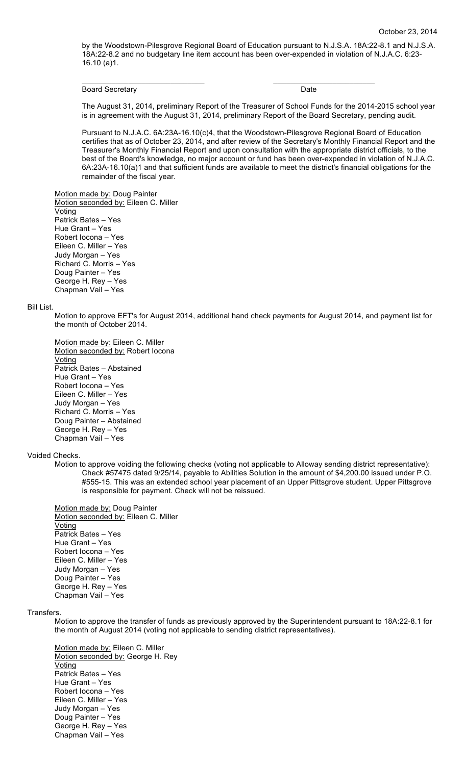by the Woodstown-Pilesgrove Regional Board of Education pursuant to N.J.S.A. 18A:22-8.1 and N.J.S.A. 18A:22-8.2 and no budgetary line item account has been over-expended in violation of N.J.A.C. 6:23-16.10 (a)1.

_____________________________ _________________________
Board Secretary Date

The August 31, 2014, preliminary Report of the Treasurer of School Funds for the 2014-2015 school year is in agreement with the August 31, 2014, preliminary Report of the Board Secretary, pending audit.

Pursuant to N.J.A.C. 6A:23A-16.10(c)4, that the Woodstown-Pilesgrove Regional Board of Education certifies that as of October 23, 2014, and after review of the Secretary's Monthly Financial Report and the Treasurer's Monthly Financial Report and upon consultation with the appropriate district officials, to the best of the Board's knowledge, no major account or fund has been over-expended in violation of N.J.A.C. 6A:23A-16.10(a)1 and that sufficient funds are available to meet the district's financial obligations for the remainder of the fiscal year.

Motion made by: Doug Painter
Motion seconded by: Eileen C. Miller
Voting
Patrick Bates – Yes
Hue Grant – Yes
Robert Iocona – Yes
Eileen C. Miller – Yes
Judy Morgan – Yes
Richard C. Morris – Yes
Doug Painter – Yes
George H. Rey – Yes
Chapman Vail – Yes

Bill List.

Motion to approve EFT's for August 2014, additional hand check payments for August 2014, and payment list for the month of October 2014.

Motion made by: Eileen C. Miller
Motion seconded by: Robert Iocona
Voting
Patrick Bates – Abstained
Hue Grant – Yes
Robert Iocona – Yes
Eileen C. Miller – Yes
Judy Morgan – Yes
Richard C. Morris – Yes
Doug Painter – Abstained
George H. Rey – Yes
Chapman Vail – Yes

Voided Checks.

Motion to approve voiding the following checks (voting not applicable to Alloway sending district representative):

Check #57475 dated 9/25/14, payable to Abilities Solution in the amount of $4,200.00 issued under P.O. #555-15. This was an extended school year placement of an Upper Pittsgrove student. Upper Pittsgrove is responsible for payment. Check will not be reissued.

Motion made by: Doug Painter
Motion seconded by: Eileen C. Miller
Voting
Patrick Bates – Yes
Hue Grant – Yes
Robert Iocona – Yes
Eileen C. Miller – Yes
Judy Morgan – Yes
Doug Painter – Yes
George H. Rey – Yes
Chapman Vail – Yes

Transfers.

Motion to approve the transfer of funds as previously approved by the Superintendent pursuant to 18A:22-8.1 for the month of August 2014 (voting not applicable to sending district representatives).

Motion made by: Eileen C. Miller
Motion seconded by: George H. Rey
Voting
Patrick Bates – Yes
Hue Grant – Yes
Robert Iocona – Yes
Eileen C. Miller – Yes
Judy Morgan – Yes
Doug Painter – Yes
George H. Rey – Yes
Chapman Vail – Yes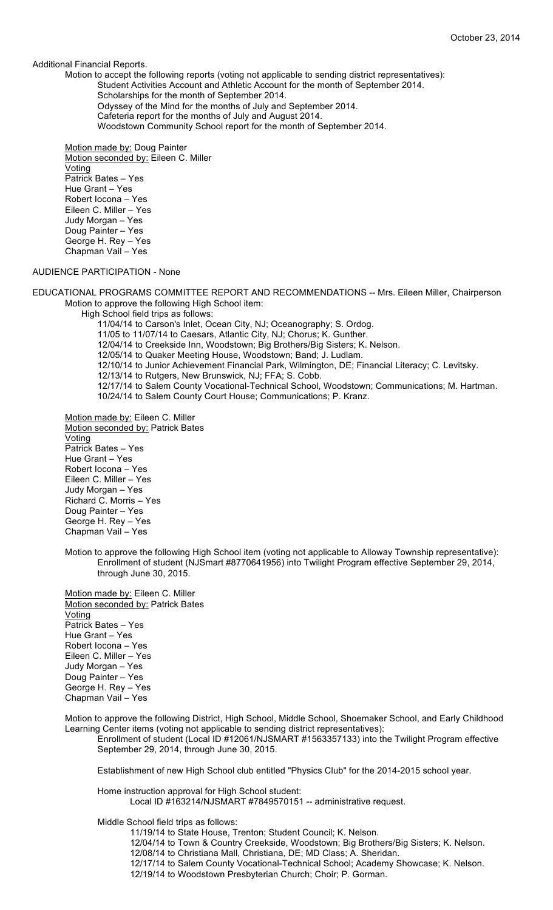Additional Financial Reports.

Motion to accept the following reports (voting not applicable to sending district representatives):

Student Activities Account and Athletic Account for the month of September 2014.
Scholarships for the month of September 2014.
Odyssey of the Mind for the months of July and September 2014.
Cafeteria report for the months of July and August 2014.
Woodstown Community School report for the month of September 2014.

Motion made by: Doug Painter
Motion seconded by: Eileen C. Miller
Voting
Patrick Bates – Yes
Hue Grant – Yes
Robert Iocona – Yes
Eileen C. Miller – Yes
Judy Morgan – Yes
Doug Painter – Yes
George H. Rey – Yes
Chapman Vail – Yes

AUDIENCE PARTICIPATION - None

EDUCATIONAL PROGRAMS COMMITTEE REPORT AND RECOMMENDATIONS -- Mrs. Eileen Miller, Chairperson

Motion to approve the following High School item:

High School field trips as follows:

11/04/14 to Carson's Inlet, Ocean City, NJ; Oceanography; S. Ordog.
11/05 to 11/07/14 to Caesars, Atlantic City, NJ; Chorus; K. Gunther.
12/04/14 to Creekside Inn, Woodstown; Big Brothers/Big Sisters; K. Nelson.
12/05/14 to Quaker Meeting House, Woodstown; Band; J. Ludlam.
12/10/14 to Junior Achievement Financial Park, Wilmington, DE; Financial Literacy; C. Levitsky.
12/13/14 to Rutgers, New Brunswick, NJ; FFA; S. Cobb.
12/17/14 to Salem County Vocational-Technical School, Woodstown; Communications; M. Hartman.
10/24/14 to Salem County Court House; Communications; P. Kranz.

Motion made by: Eileen C. Miller
Motion seconded by: Patrick Bates
Voting
Patrick Bates – Yes
Hue Grant – Yes
Robert Iocona – Yes
Eileen C. Miller – Yes
Judy Morgan – Yes
Richard C. Morris – Yes
Doug Painter – Yes
George H. Rey – Yes
Chapman Vail – Yes

Motion to approve the following High School item (voting not applicable to Alloway Township representative):

Enrollment of student (NJSmart #8770641956) into Twilight Program effective September 29, 2014, through June 30, 2015.

Motion made by: Eileen C. Miller
Motion seconded by: Patrick Bates
Voting
Patrick Bates – Yes
Hue Grant – Yes
Robert Iocona – Yes
Eileen C. Miller – Yes
Judy Morgan – Yes
Doug Painter – Yes
George H. Rey – Yes
Chapman Vail – Yes

Motion to approve the following District, High School, Middle School, Shoemaker School, and Early Childhood Learning Center items (voting not applicable to sending district representatives):

Enrollment of student (Local ID #12061/NJSMART #1563357133) into the Twilight Program effective September 29, 2014, through June 30, 2015.

Establishment of new High School club entitled "Physics Club" for the 2014-2015 school year.

Home instruction approval for High School student:

Local ID #163214/NJSMART #7849570151 -- administrative request.

Middle School field trips as follows:

11/19/14 to State House, Trenton; Student Council; K. Nelson.
12/04/14 to Town & Country Creekside, Woodstown; Big Brothers/Big Sisters; K. Nelson.
12/08/14 to Christiana Mall, Christiana, DE; MD Class; A. Sheridan.
12/17/14 to Salem County Vocational-Technical School; Academy Showcase; K. Nelson.
12/19/14 to Woodstown Presbyterian Church; Choir; P. Gorman.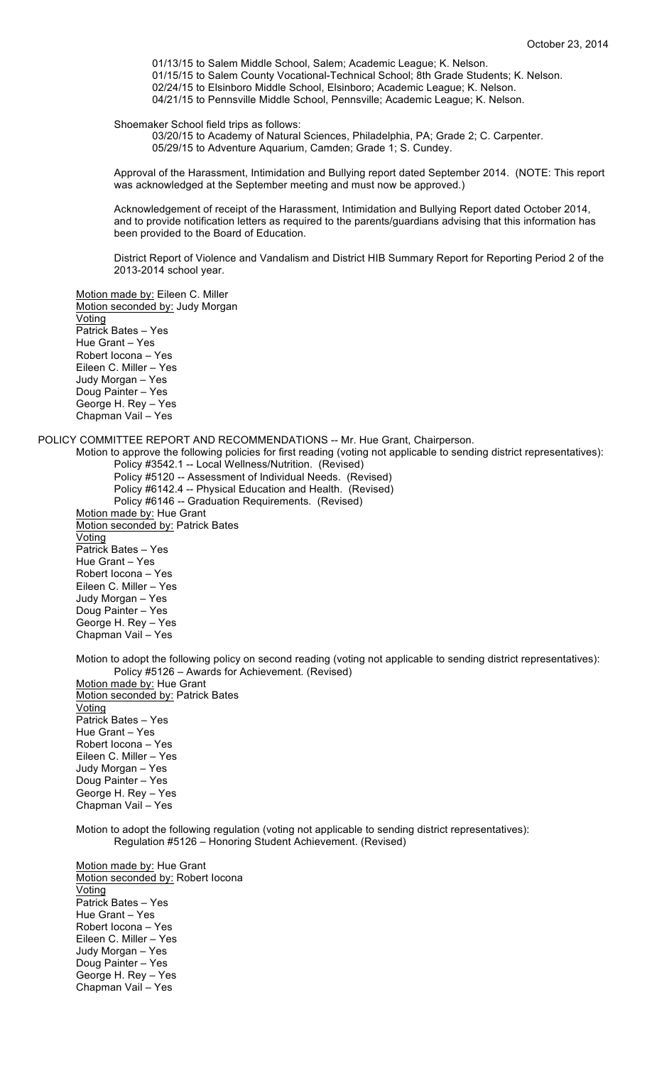01/13/15 to Salem Middle School, Salem; Academic League; K. Nelson.
01/15/15 to Salem County Vocational-Technical School; 8th Grade Students; K. Nelson.
02/24/15 to Elsinboro Middle School, Elsinboro; Academic League; K. Nelson.
04/21/15 to Pennsville Middle School, Pennsville; Academic League; K. Nelson.

Shoemaker School field trips as follows:

03/20/15 to Academy of Natural Sciences, Philadelphia, PA; Grade 2; C. Carpenter.
05/29/15 to Adventure Aquarium, Camden; Grade 1; S. Cundey.

Approval of the Harassment, Intimidation and Bullying report dated September 2014. (NOTE: This report was acknowledged at the September meeting and must now be approved.)

Acknowledgement of receipt of the Harassment, Intimidation and Bullying Report dated October 2014, and to provide notification letters as required to the parents/guardians advising that this information has been provided to the Board of Education.

District Report of Violence and Vandalism and District HIB Summary Report for Reporting Period 2 of the 2013-2014 school year.

Motion made by: Eileen C. Miller
Motion seconded by: Judy Morgan
Voting
Patrick Bates – Yes
Hue Grant – Yes
Robert Iocona – Yes
Eileen C. Miller – Yes
Judy Morgan – Yes
Doug Painter – Yes
George H. Rey – Yes
Chapman Vail – Yes

POLICY COMMITTEE REPORT AND RECOMMENDATIONS -- Mr. Hue Grant, Chairperson.

Motion to approve the following policies for first reading (voting not applicable to sending district representatives):

Policy #3542.1 -- Local Wellness/Nutrition. (Revised)
Policy #5120 -- Assessment of Individual Needs. (Revised)
Policy #6142.4 -- Physical Education and Health. (Revised)
Policy #6146 -- Graduation Requirements. (Revised)

Motion made by: Hue Grant
Motion seconded by: Patrick Bates
Voting
Patrick Bates – Yes
Hue Grant – Yes
Robert Iocona – Yes
Eileen C. Miller – Yes
Judy Morgan – Yes
Doug Painter – Yes
George H. Rey – Yes
Chapman Vail – Yes

Motion to adopt the following policy on second reading (voting not applicable to sending district representatives):

Policy #5126 – Awards for Achievement. (Revised)

Motion made by: Hue Grant
Motion seconded by: Patrick Bates
Voting
Patrick Bates – Yes
Hue Grant – Yes
Robert Iocona – Yes
Eileen C. Miller – Yes
Judy Morgan – Yes
Doug Painter – Yes
George H. Rey – Yes
Chapman Vail – Yes

Motion to adopt the following regulation (voting not applicable to sending district representatives):

Regulation #5126 – Honoring Student Achievement. (Revised)

Motion made by: Hue Grant
Motion seconded by: Robert Iocona
Voting
Patrick Bates – Yes
Hue Grant – Yes
Robert Iocona – Yes
Eileen C. Miller – Yes
Judy Morgan – Yes
Doug Painter – Yes
George H. Rey – Yes
Chapman Vail – Yes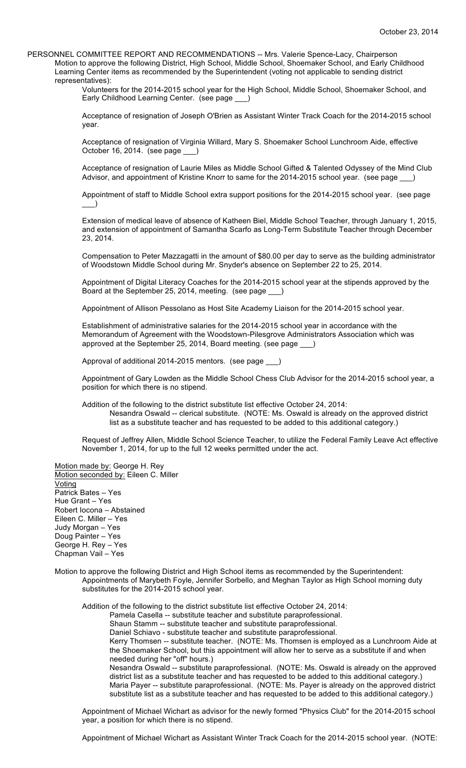PERSONNEL COMMITTEE REPORT AND RECOMMENDATIONS -- Mrs. Valerie Spence-Lacy, Chairperson

Motion to approve the following District, High School, Middle School, Shoemaker School, and Early Childhood Learning Center items as recommended by the Superintendent (voting not applicable to sending district representatives):

Volunteers for the 2014-2015 school year for the High School, Middle School, Shoemaker School, and Early Childhood Learning Center. (see page ___)

Acceptance of resignation of Joseph O'Brien as Assistant Winter Track Coach for the 2014-2015 school year.

Acceptance of resignation of Virginia Willard, Mary S. Shoemaker School Lunchroom Aide, effective October 16, 2014. (see page ___)

Acceptance of resignation of Laurie Miles as Middle School Gifted & Talented Odyssey of the Mind Club Advisor, and appointment of Kristine Knorr to same for the 2014-2015 school year. (see page ___)

Appointment of staff to Middle School extra support positions for the 2014-2015 school year. (see page ___)

Extension of medical leave of absence of Katheen Biel, Middle School Teacher, through January 1, 2015, and extension of appointment of Samantha Scarfo as Long-Term Substitute Teacher through December 23, 2014.

Compensation to Peter Mazzagatti in the amount of $80.00 per day to serve as the building administrator of Woodstown Middle School during Mr. Snyder's absence on September 22 to 25, 2014.

Appointment of Digital Literacy Coaches for the 2014-2015 school year at the stipends approved by the Board at the September 25, 2014, meeting. (see page ___)

Appointment of Allison Pessolano as Host Site Academy Liaison for the 2014-2015 school year.

Establishment of administrative salaries for the 2014-2015 school year in accordance with the Memorandum of Agreement with the Woodstown-Pilesgrove Administrators Association which was approved at the September 25, 2014, Board meeting. (see page ___)

Approval of additional 2014-2015 mentors. (see page ___)

Appointment of Gary Lowden as the Middle School Chess Club Advisor for the 2014-2015 school year, a position for which there is no stipend.

Addition of the following to the district substitute list effective October 24, 2014:

Nesandra Oswald -- clerical substitute. (NOTE: Ms. Oswald is already on the approved district list as a substitute teacher and has requested to be added to this additional category.)

Request of Jeffrey Allen, Middle School Science Teacher, to utilize the Federal Family Leave Act effective November 1, 2014, for up to the full 12 weeks permitted under the act.

Motion made by: George H. Rey
Motion seconded by: Eileen C. Miller
Voting
Patrick Bates – Yes
Hue Grant – Yes
Robert Iocona – Abstained
Eileen C. Miller – Yes
Judy Morgan – Yes
Doug Painter – Yes
George H. Rey – Yes
Chapman Vail – Yes

Motion to approve the following District and High School items as recommended by the Superintendent:

Appointments of Marybeth Foyle, Jennifer Sorbello, and Meghan Taylor as High School morning duty substitutes for the 2014-2015 school year.

Addition of the following to the district substitute list effective October 24, 2014:

Pamela Casella -- substitute teacher and substitute paraprofessional.
Shaun Stamm -- substitute teacher and substitute paraprofessional.
Daniel Schiavo - substitute teacher and substitute paraprofessional.
Kerry Thomsen -- substitute teacher. (NOTE: Ms. Thomsen is employed as a Lunchroom Aide at the Shoemaker School, but this appointment will allow her to serve as a substitute if and when needed during her "off" hours.)
Nesandra Oswald -- substitute paraprofessional. (NOTE: Ms. Oswald is already on the approved district list as a substitute teacher and has requested to be added to this additional category.)
Maria Payer -- substitute paraprofessional. (NOTE: Ms. Payer is already on the approved district substitute list as a substitute teacher and has requested to be added to this additional category.)

Appointment of Michael Wichart as advisor for the newly formed "Physics Club" for the 2014-2015 school year, a position for which there is no stipend.

Appointment of Michael Wichart as Assistant Winter Track Coach for the 2014-2015 school year. (NOTE: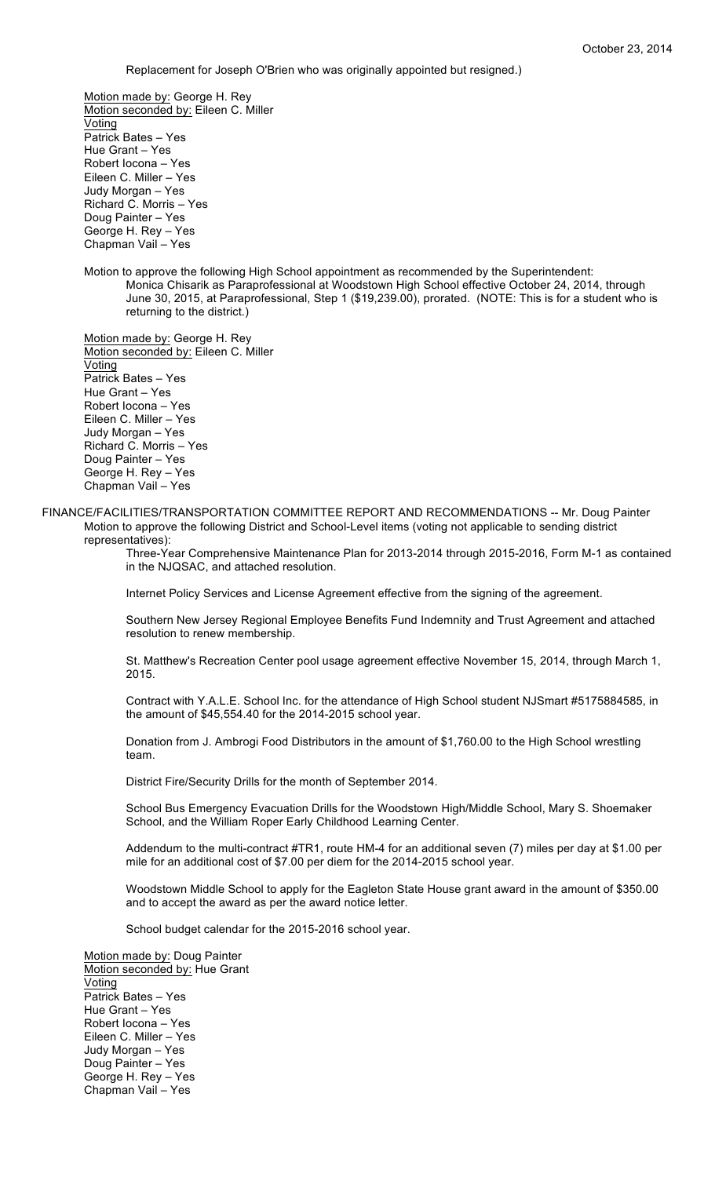Replacement for Joseph O'Brien who was originally appointed but resigned.)

Motion made by: George H. Rey
Motion seconded by: Eileen C. Miller
Voting
Patrick Bates – Yes
Hue Grant – Yes
Robert Iocona – Yes
Eileen C. Miller – Yes
Judy Morgan – Yes
Richard C. Morris – Yes
Doug Painter – Yes
George H. Rey – Yes
Chapman Vail – Yes

Motion to approve the following High School appointment as recommended by the Superintendent:

Monica Chisarik as Paraprofessional at Woodstown High School effective October 24, 2014, through June 30, 2015, at Paraprofessional, Step 1 ($19,239.00), prorated. (NOTE: This is for a student who is returning to the district.)

Motion made by: George H. Rey
Motion seconded by: Eileen C. Miller
Voting
Patrick Bates – Yes
Hue Grant – Yes
Robert Iocona – Yes
Eileen C. Miller – Yes
Judy Morgan – Yes
Richard C. Morris – Yes
Doug Painter – Yes
George H. Rey – Yes
Chapman Vail – Yes

FINANCE/FACILITIES/TRANSPORTATION COMMITTEE REPORT AND RECOMMENDATIONS -- Mr. Doug Painter

Motion to approve the following District and School-Level items (voting not applicable to sending district representatives):

Three-Year Comprehensive Maintenance Plan for 2013-2014 through 2015-2016, Form M-1 as contained in the NJQSAC, and attached resolution.

Internet Policy Services and License Agreement effective from the signing of the agreement.

Southern New Jersey Regional Employee Benefits Fund Indemnity and Trust Agreement and attached resolution to renew membership.

St. Matthew's Recreation Center pool usage agreement effective November 15, 2014, through March 1, 2015.

Contract with Y.A.L.E. School Inc. for the attendance of High School student NJSmart #5175884585, in the amount of $45,554.40 for the 2014-2015 school year.

Donation from J. Ambrogi Food Distributors in the amount of $1,760.00 to the High School wrestling team.

District Fire/Security Drills for the month of September 2014.

School Bus Emergency Evacuation Drills for the Woodstown High/Middle School, Mary S. Shoemaker School, and the William Roper Early Childhood Learning Center.

Addendum to the multi-contract #TR1, route HM-4 for an additional seven (7) miles per day at $1.00 per mile for an additional cost of $7.00 per diem for the 2014-2015 school year.

Woodstown Middle School to apply for the Eagleton State House grant award in the amount of $350.00 and to accept the award as per the award notice letter.

School budget calendar for the 2015-2016 school year.

Motion made by: Doug Painter
Motion seconded by: Hue Grant
Voting
Patrick Bates – Yes
Hue Grant – Yes
Robert Iocona – Yes
Eileen C. Miller – Yes
Judy Morgan – Yes
Doug Painter – Yes
George H. Rey – Yes
Chapman Vail – Yes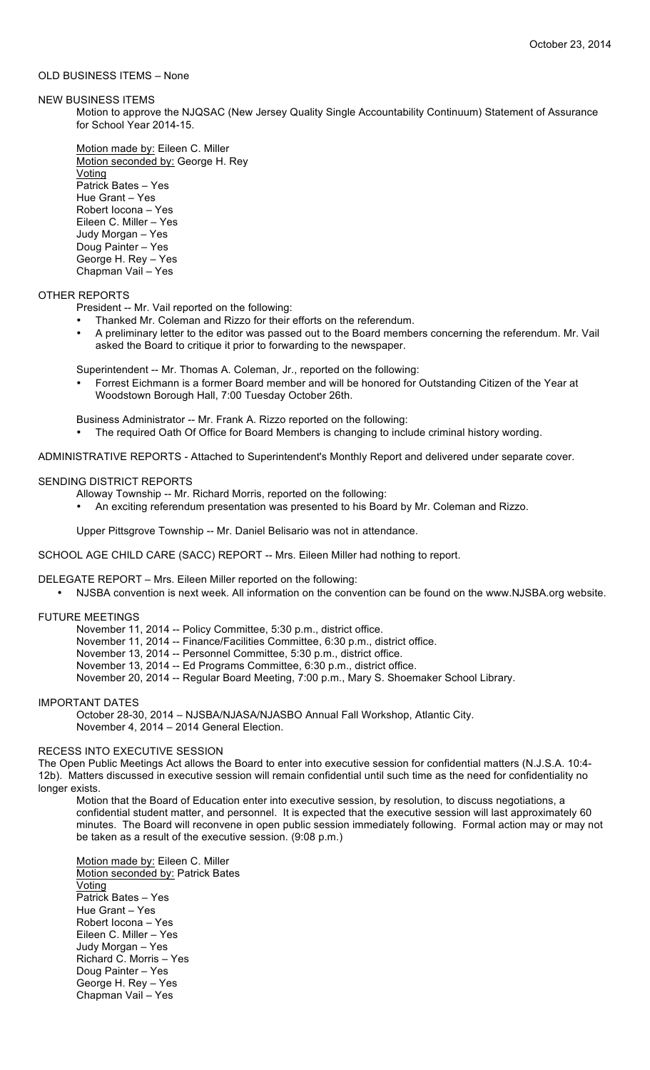OLD BUSINESS ITEMS – None

NEW BUSINESS ITEMS

Motion to approve the NJQSAC (New Jersey Quality Single Accountability Continuum) Statement of Assurance for School Year 2014-15.

Motion made by: Eileen C. Miller
Motion seconded by: George H. Rey
Voting
Patrick Bates – Yes
Hue Grant – Yes
Robert Iocona – Yes
Eileen C. Miller – Yes
Judy Morgan – Yes
Doug Painter – Yes
George H. Rey – Yes
Chapman Vail – Yes

OTHER REPORTS

President -- Mr. Vail reported on the following:

- Thanked Mr. Coleman and Rizzo for their efforts on the referendum.
- A preliminary letter to the editor was passed out to the Board members concerning the referendum. Mr. Vail asked the Board to critique it prior to forwarding to the newspaper.

Superintendent -- Mr. Thomas A. Coleman, Jr., reported on the following:

- Forrest Eichmann is a former Board member and will be honored for Outstanding Citizen of the Year at Woodstown Borough Hall, 7:00 Tuesday October 26th.

Business Administrator -- Mr. Frank A. Rizzo reported on the following:

- The required Oath Of Office for Board Members is changing to include criminal history wording.

ADMINISTRATIVE REPORTS - Attached to Superintendent's Monthly Report and delivered under separate cover.

SENDING DISTRICT REPORTS

Alloway Township -- Mr. Richard Morris, reported on the following:

- An exciting referendum presentation was presented to his Board by Mr. Coleman and Rizzo.

Upper Pittsgrove Township -- Mr. Daniel Belisario was not in attendance.

SCHOOL AGE CHILD CARE (SACC) REPORT -- Mrs. Eileen Miller had nothing to report.

DELEGATE REPORT – Mrs. Eileen Miller reported on the following:

- NJSBA convention is next week. All information on the convention can be found on the www.NJSBA.org website.

FUTURE MEETINGS

November 11, 2014 -- Policy Committee, 5:30 p.m., district office.
November 11, 2014 -- Finance/Facilities Committee, 6:30 p.m., district office.
November 13, 2014 -- Personnel Committee, 5:30 p.m., district office.
November 13, 2014 -- Ed Programs Committee, 6:30 p.m., district office.
November 20, 2014 -- Regular Board Meeting, 7:00 p.m., Mary S. Shoemaker School Library.

IMPORTANT DATES

October 28-30, 2014 – NJSBA/NJASA/NJASBO Annual Fall Workshop, Atlantic City.
November 4, 2014 – 2014 General Election.

RECESS INTO EXECUTIVE SESSION

The Open Public Meetings Act allows the Board to enter into executive session for confidential matters (N.J.S.A. 10:4-12b). Matters discussed in executive session will remain confidential until such time as the need for confidentiality no longer exists.

Motion that the Board of Education enter into executive session, by resolution, to discuss negotiations, a confidential student matter, and personnel. It is expected that the executive session will last approximately 60 minutes. The Board will reconvene in open public session immediately following. Formal action may or may not be taken as a result of the executive session. (9:08 p.m.)

Motion made by: Eileen C. Miller
Motion seconded by: Patrick Bates
Voting
Patrick Bates – Yes
Hue Grant – Yes
Robert Iocona – Yes
Eileen C. Miller – Yes
Judy Morgan – Yes
Richard C. Morris – Yes
Doug Painter – Yes
George H. Rey – Yes
Chapman Vail – Yes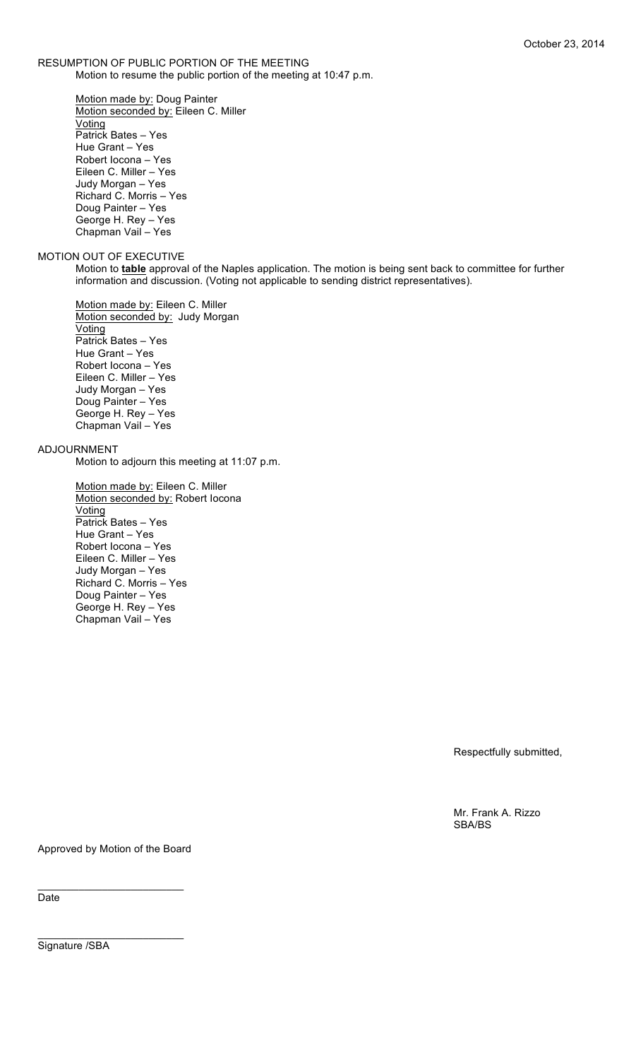October 23, 2014

RESUMPTION OF PUBLIC PORTION OF THE MEETING

Motion to resume the public portion of the meeting at 10:47 p.m.

Motion made by: Doug Painter
Motion seconded by: Eileen C. Miller
Voting
Patrick Bates – Yes
Hue Grant – Yes
Robert Iocona – Yes
Eileen C. Miller – Yes
Judy Morgan – Yes
Richard C. Morris – Yes
Doug Painter – Yes
George H. Rey – Yes
Chapman Vail – Yes

MOTION OUT OF EXECUTIVE

Motion to **table** approval of the Naples application. The motion is being sent back to committee for further information and discussion. (Voting not applicable to sending district representatives).

Motion made by: Eileen C. Miller
Motion seconded by: Judy Morgan
Voting
Patrick Bates – Yes
Hue Grant – Yes
Robert Iocona – Yes
Eileen C. Miller – Yes
Judy Morgan – Yes
Doug Painter – Yes
George H. Rey – Yes
Chapman Vail – Yes

ADJOURNMENT

Motion to adjourn this meeting at 11:07 p.m.

Motion made by: Eileen C. Miller
Motion seconded by: Robert Iocona
Voting
Patrick Bates – Yes
Hue Grant – Yes
Robert Iocona – Yes
Eileen C. Miller – Yes
Judy Morgan – Yes
Richard C. Morris – Yes
Doug Painter – Yes
George H. Rey – Yes
Chapman Vail – Yes

Respectfully submitted,

Mr. Frank A. Rizzo
SBA/BS

Approved by Motion of the Board

\_\_\_\_\_\_\_\_\_\_\_\_\_\_\_\_\_\_\_\_\_\_\_\_\_\_
Date

\_\_\_\_\_\_\_\_\_\_\_\_\_\_\_\_\_\_\_\_\_\_\_\_\_\_
Signature /SBA